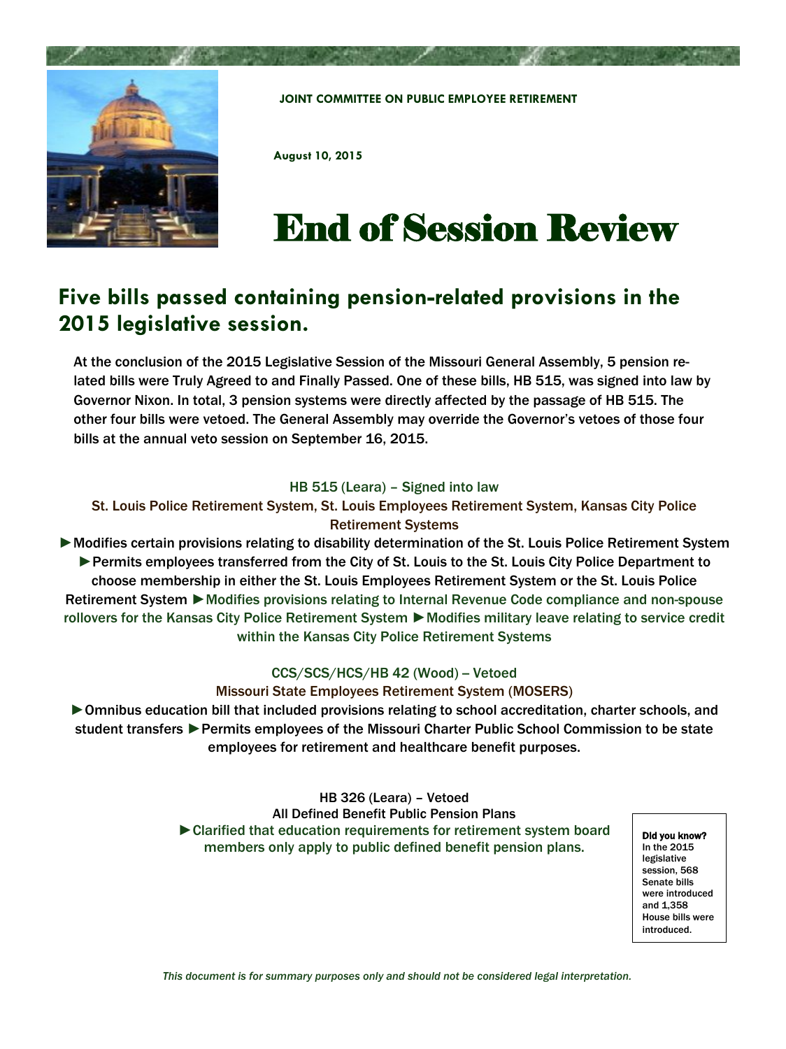JOINT COMMITTEE ON PUBLIC EMPLOYEE RETIREMENT

August 10, 2015

# End of Session Review

## Five bills passed containing pension-related provisions in the 2015 legislative session.

At the conclusion of the 2015 Legislative Session of the Missouri General Assembly, 5 pension related bills were Truly Agreed to and Finally Passed. One of these bills, HB 515, was signed into law by Governor Nixon. In total, 3 pension systems were directly affected by the passage of HB 515. The other four bills were vetoed. The General Assembly may override the Governor's vetoes of those four bills at the annual veto session on September 16, 2015.

### HB 515 (Leara) – Signed into law

**St. Louis Police Retirement System, St. Louis Employees Retirement System, Kansas City Police Retirement Systems**

►Modifies certain provisions relating to disability determination of the St. Louis Police Retirement System ►Permits employees transferred from the City of St. Louis to the St. Louis City Police Department to choose membership in either the St. Louis Employees Retirement System or the St. Louis Police Retirement System ►Modifies provisions relating to Internal Revenue Code compliance and non-spouse rollovers for the Kansas City Police Retirement System ►Modifies military leave relating to service credit within the Kansas City Police Retirement Systems

### CCS/SCS/HCS/HB 42 (Wood) – Vetoed

**Missouri State Employees Retirement System (MOSERS)**

►Omnibus education bill that included provisions relating to school accreditation, charter schools, and student transfers ►Permits employees of the Missouri Charter Public School Commission to be state employees for retirement and healthcare benefit purposes.

### HB 326 (Leara) – Vetoed

**All Defined Benefit Public Pension Plans**

►Clarified that education requirements for retirement system board members only apply to public defined benefit pension plans.

**Did you know?** In the 2015 legislative session, 568 Senate bills were introduced and 1,358 House bills were introduced.

*This document is for summary purposes only and should not be considered legal interpretation.*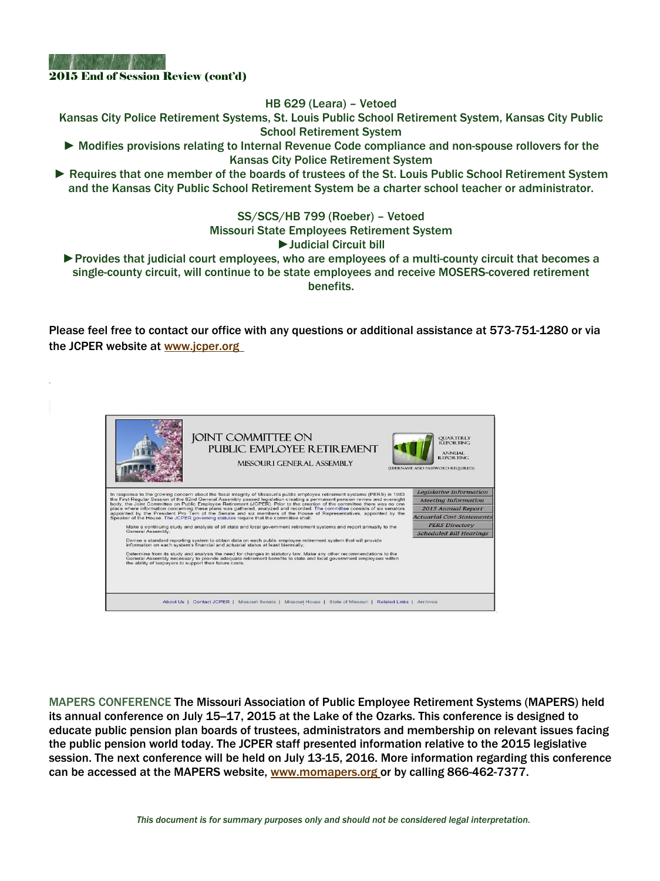## 2015 End of Session Review (cont'd)

HB 629 (Leara) – Vetoed

Kansas City Police Retirement Systems, St. Louis Public School Retirement System, Kansas City Public School Retirement System

► Modifies provisions relating to Internal Revenue Code compliance and non-spouse rollovers for the Kansas City Police Retirement System

► Requires that one member of the boards of trustees of the St. Louis Public School Retirement System and the Kansas City Public School Retirement System be a charter school teacher or administrator.

SS/SCS/HB 799 (Roeber) – Vetoed

Missouri State Employees Retirement System

►Judicial Circuit bill

►Provides that judicial court employees, who are employees of a multi-county circuit that becomes a single-county circuit, will continue to be state employees and receive MOSERS-covered retirement benefits.

Please feel free to contact our office with any questions or additional assistance at 573-751-1280 or via the JCPER website at www.jcper.org

JOINT COMMITTEE ON PUBLIC EMPLOYEE RETIREMENT

MISSOURI GENERAL ASSEMBLY

QUARTERLY REPORTING

ANNUAL REPORTING

(USERNAME AND PASSWORD REQUIRED)

In response to the growing concern about the fiscal integrity of Missouri's public employee retirement systems (PERS) in 1983 the First Regular Session of the 82nd General Assembly passed legislation creating a permanent pension review and oversight body, the Joint Committee on Public Employee Retirement (JCPER). Prior to the creation of the committee there was no one place where information concerning these plans was gathered, analyzed and recorded. The committee consists of six senators appointed by the President Pro Tem of the Senate and six members of the House of Representatives, appointed by the Speaker of the House. The JCPER governing statutes require that the committee shall:

Make a continuing study and analysis of all state and local government retirement systems and report annually to the General Assembly;

Devise a standard reporting system to obtain data on each public employee retirement system that will provide information on each system's financial and actuarial status at least biennially;

Determine from its study and analysis the need for changes in statutory law. Make any other recommendations to the General Assembly necessary to provide adequate retirement benefits to state and local government employees within the ability of taxpayers to support their future costs.

Legislative Information

Meeting Information

2015 Annual Report

Actuarial Cost Statements

PERS Directory

Scheduled Bill Hearings

About Us | Contact JCPER | Missouri Senate | Missouri House | State of Missouri | Related Links | Archives

MAPERS CONFERENCE **The Missouri Association of Public Employee Retirement Systems (MAPERS) held its annual conference on July 15–17, 2015 at the Lake of the Ozarks. This conference is designed to educate public pension plan boards of trustees, administrators and membership on relevant issues facing the public pension world today. The JCPER staff presented information relative to the 2015 legislative session. The next conference will be held on July 13-15, 2016. More information regarding this conference can be accessed at the MAPERS website, www.momapers.org or by calling 866-462-7377.**

*This document is for summary purposes only and should not be considered legal interpretation.*